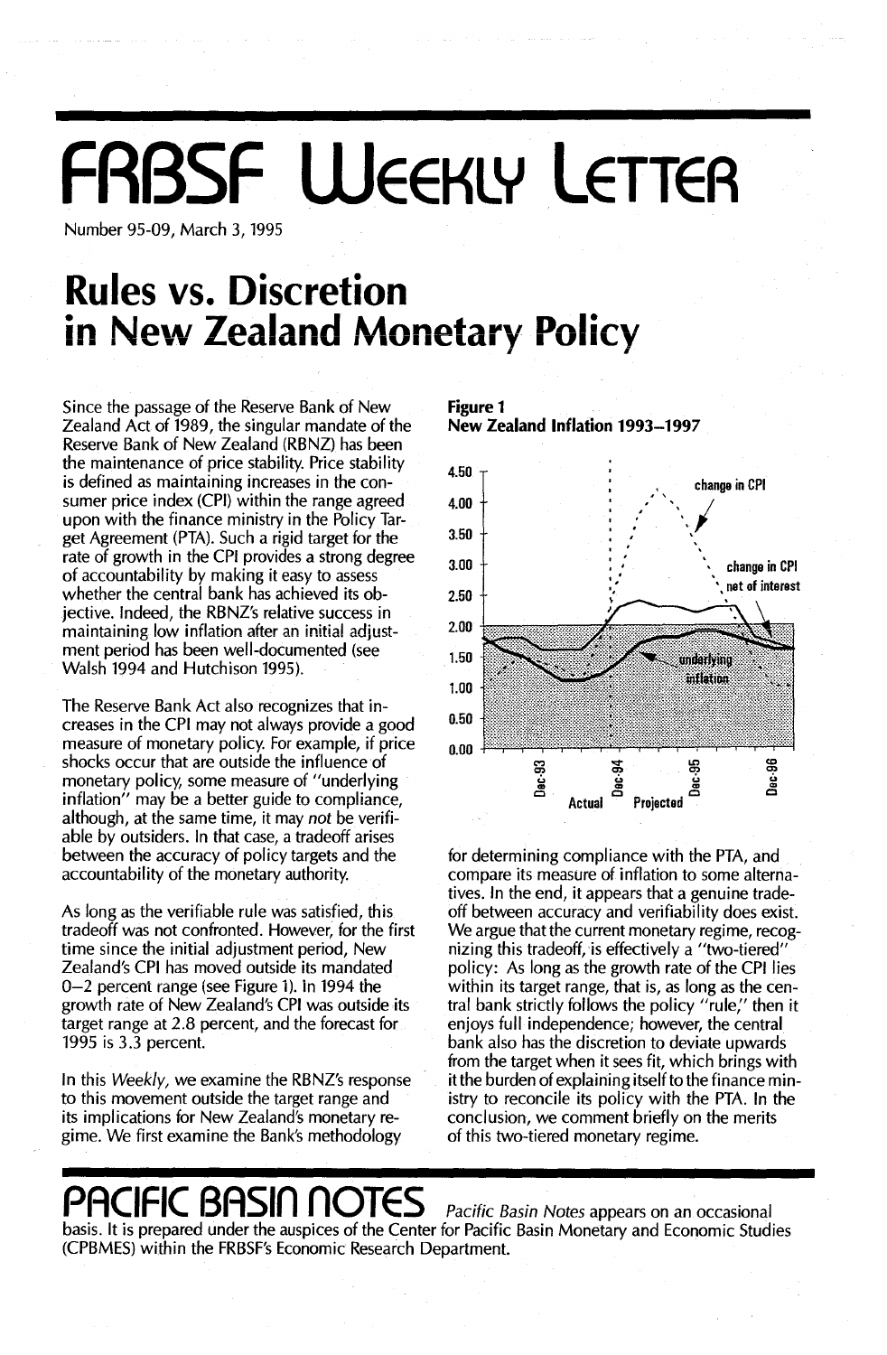# FRBSF Weekly Letter

Number 95-09, March 3, 1995

# Rules vs. Discretion in New Zealand Monetary Policy

Since the passage of the Reserve Bank of New Zealand Act of 1989, the singular mandate of the Reserve Bank of New Zealand (RBNZ) has been the maintenance of price stability. Price stability is defined as maintaining increases in the consumer price index (CPI) within the range agreed upon with the finance ministry in the Policy Target Agreement (PTA). Such a rigid target for the rate of growth in the CPI provides a strong degree of accountability by making it easy to assess whether the central bank has achieved its objective. Indeed, the RBNZ's relative success in maintaining low inflation after an initial adjustment period has been well-documented (see Walsh 1994 and Hutchison 1995).

The Reserve Bank Act also recognizes that increases in the CPI may not always provide a good measure of monetary policy. For example, if price shocks occur that are outside the influence of monetary policy, some measure of "underlying inflation" may be a better guide to compliance, although, at the same time, it may *not* be verifiable by outsiders. In that case, a tradeoff arises between the accuracy of policy targets and the accountability of the monetary authority.

As long as the verifiable rule was satisfied, this tradeoff was not confronted. However, for the first time since the initial adjustment period, New Zealand's CPI has moved outside its mandated 0–2 percent range (see Figure 1). In 1994 the growth rate of New Zealand's CPI was outside its target range at 2.8 percent, and the forecast for 1995 is 3.3 percent.

In this *Weekly*, we examine the RBNZ's response to this movement outside the target range and its implications for New Zealand's monetary regime. We first examine the Bank's methodology

**Figure 1**
**New Zealand Inflation 1993–1997**

for determining compliance with the PTA, and compare its measure of inflation to some alternatives. In the end, it appears that a genuine tradeoff between accuracy and verifiability does exist. We argue that the current monetary regime, recognizing this tradeoff, is effectively a "two-tiered" policy: As long as the growth rate of the CPI lies within its target range, that is, as long as the central bank strictly follows the policy "rule," then it enjoys full independence; however, the central bank also has the discretion to deviate upwards from the target when it sees fit, which brings with it the burden of explaining itself to the finance ministry to reconcile its policy with the PTA. In the conclusion, we comment briefly on the merits of this two-tiered monetary regime.

## PACIFIC BASIN NOTES

*Pacific Basin Notes* appears on an occasional basis. It is prepared under the auspices of the Center for Pacific Basin Monetary and Economic Studies (CPBMES) within the FRBSF's Economic Research Department.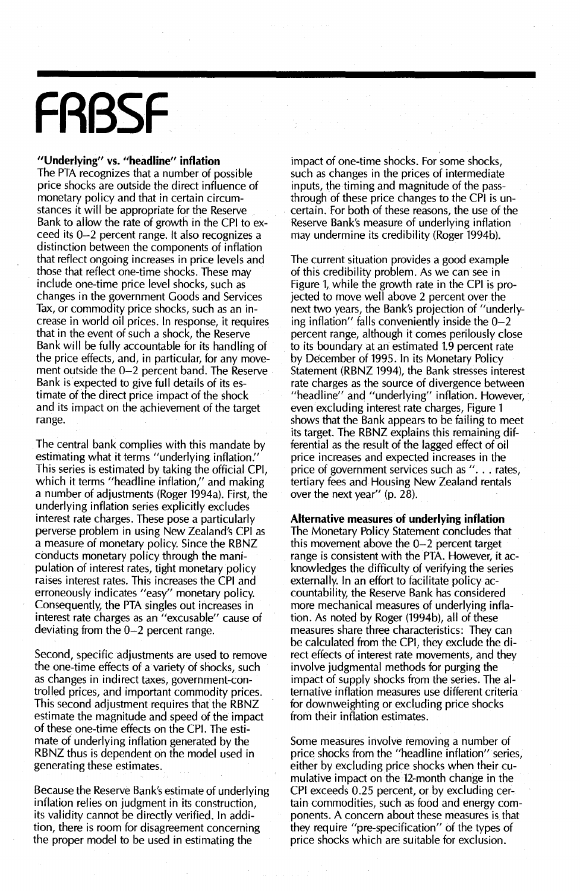### "Underlying" vs. "headline" inflation

The PTA recognizes that a number of possible price shocks are outside the direct influence of monetary policy and that in certain circumstances it will be appropriate for the Reserve Bank to allow the rate of growth in the CPI to exceed its 0–2 percent range. It also recognizes a distinction between the components of inflation that reflect ongoing increases in price levels and those that reflect one-time shocks. These may include one-time price level shocks, such as changes in the government Goods and Services Tax, or commodity price shocks, such as an increase in world oil prices. In response, it requires that in the event of such a shock, the Reserve Bank will be fully accountable for its handling of the price effects, and, in particular, for any movement outside the 0–2 percent band. The Reserve Bank is expected to give full details of its estimate of the direct price impact of the shock and its impact on the achievement of the target range.

The central bank complies with this mandate by estimating what it terms "underlying inflation." This series is estimated by taking the official CPI, which it terms "headline inflation," and making a number of adjustments (Roger 1994a). First, the underlying inflation series explicitly excludes interest rate charges. These pose a particularly perverse problem in using New Zealand's CPI as a measure of monetary policy. Since the RBNZ conducts monetary policy through the manipulation of interest rates, tight monetary policy raises interest rates. This increases the CPI and erroneously indicates "easy" monetary policy. Consequently, the PTA singles out increases in interest rate charges as an "excusable" cause of deviating from the 0–2 percent range.

Second, specific adjustments are used to remove the one-time effects of a variety of shocks, such as changes in indirect taxes, government-controlled prices, and important commodity prices. This second adjustment requires that the RBNZ estimate the magnitude and speed of the impact of these one-time effects on the CPI. The estimate of underlying inflation generated by the RBNZ thus is dependent on the model used in generating these estimates.

Because the Reserve Bank's estimate of underlying inflation relies on judgment in its construction, its validity cannot be directly verified. In addition, there is room for disagreement concerning the proper model to be used in estimating the impact of one-time shocks. For some shocks, such as changes in the prices of intermediate inputs, the timing and magnitude of the pass-through of these price changes to the CPI is uncertain. For both of these reasons, the use of the Reserve Bank's measure of underlying inflation may undermine its credibility (Roger 1994b).

The current situation provides a good example of this credibility problem. As we can see in Figure 1, while the growth rate in the CPI is projected to move well above 2 percent over the next two years, the Bank's projection of "underlying inflation" falls conveniently inside the 0–2 percent range, although it comes perilously close to its boundary at an estimated 1.9 percent rate by December of 1995. In its Monetary Policy Statement (RBNZ 1994), the Bank stresses interest rate charges as the source of divergence between "headline" and "underlying" inflation. However, even excluding interest rate charges, Figure 1 shows that the Bank appears to be failing to meet its target. The RBNZ explains this remaining differential as the result of the lagged effect of oil price increases and expected increases in the price of government services such as ". . . rates, tertiary fees and Housing New Zealand rentals over the next year" (p. 28).

### Alternative measures of underlying inflation

The Monetary Policy Statement concludes that this movement above the 0–2 percent target range is consistent with the PTA. However, it acknowledges the difficulty of verifying the series externally. In an effort to facilitate policy accountability, the Reserve Bank has considered more mechanical measures of underlying inflation. As noted by Roger (1994b), all of these measures share three characteristics: They can be calculated from the CPI, they exclude the direct effects of interest rate movements, and they involve judgmental methods for purging the impact of supply shocks from the series. The alternative inflation measures use different criteria for downweighting or excluding price shocks from their inflation estimates.

Some measures involve removing a number of price shocks from the "headline inflation" series, either by excluding price shocks when their cumulative impact on the 12-month change in the CPI exceeds 0.25 percent, or by excluding certain commodities, such as food and energy components. A concern about these measures is that they require "pre-specification" of the types of price shocks which are suitable for exclusion.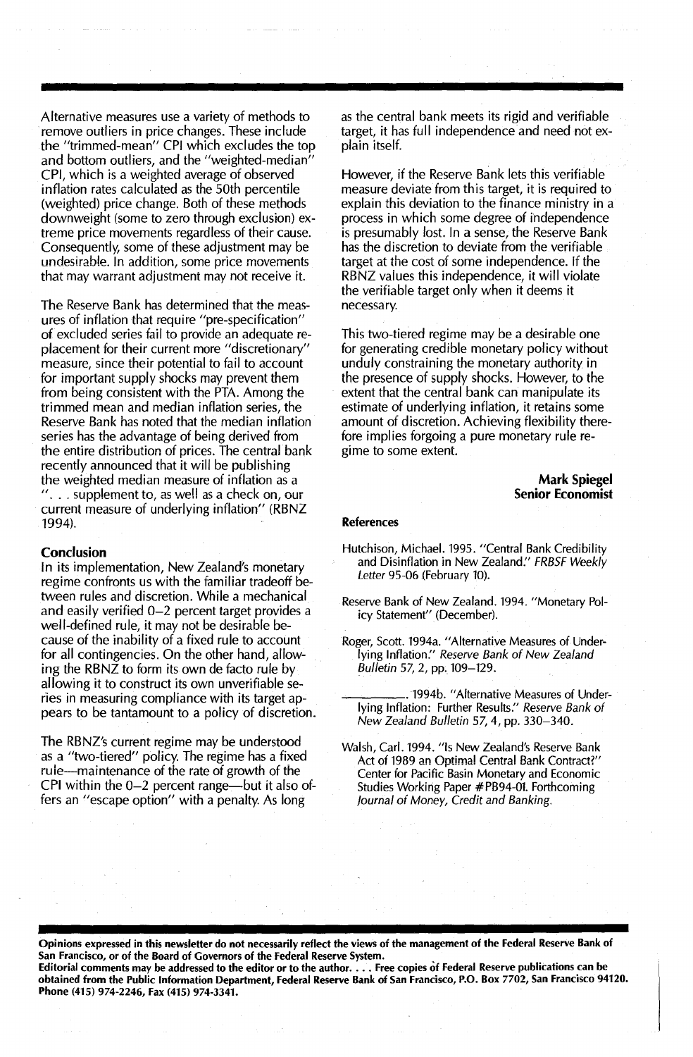Alternative measures use a variety of methods to remove outliers in price changes. These include the "trimmed-mean" CPI which excludes the top and bottom outliers, and the "weighted-median" CPI, which is a weighted average of observed inflation rates calculated as the 50th percentile (weighted) price change. Both of these methods downweight (some to zero through exclusion) extreme price movements regardless of their cause. Consequently, some of these adjustment may be undesirable. In addition, some price movements that may warrant adjustment may not receive it.

The Reserve Bank has determined that the measures of inflation that require "pre-specification" of excluded series fail to provide an adequate replacement for their current more "discretionary" measure, since their potential to fail to account for important supply shocks may prevent them from being consistent with the PTA. Among the trimmed mean and median inflation series, the Reserve Bank has noted that the median inflation series has the advantage of being derived from the entire distribution of prices. The central bank recently announced that it will be publishing the weighted median measure of inflation as a ". . . supplement to, as well as a check on, our current measure of underlying inflation" (RBNZ 1994).

## Conclusion

In its implementation, New Zealand's monetary regime confronts us with the familiar tradeoff between rules and discretion. While a mechanical and easily verified 0–2 percent target provides a well-defined rule, it may not be desirable because of the inability of a fixed rule to account for all contingencies. On the other hand, allowing the RBNZ to form its own de facto rule by allowing it to construct its own unverifiable series in measuring compliance with its target appears to be tantamount to a policy of discretion.

The RBNZ's current regime may be understood as a "two-tiered" policy. The regime has a fixed rule—maintenance of the rate of growth of the CPI within the 0–2 percent range—but it also offers an "escape option" with a penalty. As long as the central bank meets its rigid and verifiable target, it has full independence and need not explain itself.

However, if the Reserve Bank lets this verifiable measure deviate from this target, it is required to explain this deviation to the finance ministry in a process in which some degree of independence is presumably lost. In a sense, the Reserve Bank has the discretion to deviate from the verifiable target at the cost of some independence. If the RBNZ values this independence, it will violate the verifiable target only when it deems it necessary.

This two-tiered regime may be a desirable one for generating credible monetary policy without unduly constraining the monetary authority in the presence of supply shocks. However, to the extent that the central bank can manipulate its estimate of underlying inflation, it retains some amount of discretion. Achieving flexibility therefore implies forgoing a pure monetary rule regime to some extent.

**Mark Spiegel**
**Senior Economist**

### References

Hutchison, Michael. 1995. "Central Bank Credibility and Disinflation in New Zealand." *FRBSF Weekly Letter* 95-06 (February 10).

Reserve Bank of New Zealand. 1994. "Monetary Policy Statement" (December).

Roger, Scott. 1994a. "Alternative Measures of Underlying Inflation." *Reserve Bank of New Zealand Bulletin* 57, 2, pp. 109–129.

\_\_\_\_\_\_\_\_\_\_. 1994b. "Alternative Measures of Underlying Inflation: Further Results." *Reserve Bank of New Zealand Bulletin* 57, 4, pp. 330–340.

Walsh, Carl. 1994. "Is New Zealand's Reserve Bank Act of 1989 an Optimal Central Bank Contract?" Center for Pacific Basin Monetary and Economic Studies Working Paper #PB94-01. Forthcoming *Journal of Money, Credit and Banking*.

**Opinions expressed in this newsletter do not necessarily reflect the views of the management of the Federal Reserve Bank of San Francisco, or of the Board of Governors of the Federal Reserve System.**
**Editorial comments may be addressed to the editor or to the author. . . . Free copies of Federal Reserve publications can be obtained from the Public Information Department, Federal Reserve Bank of San Francisco, P.O. Box 7702, San Francisco 94120. Phone (415) 974-2246, Fax (415) 974-3341.**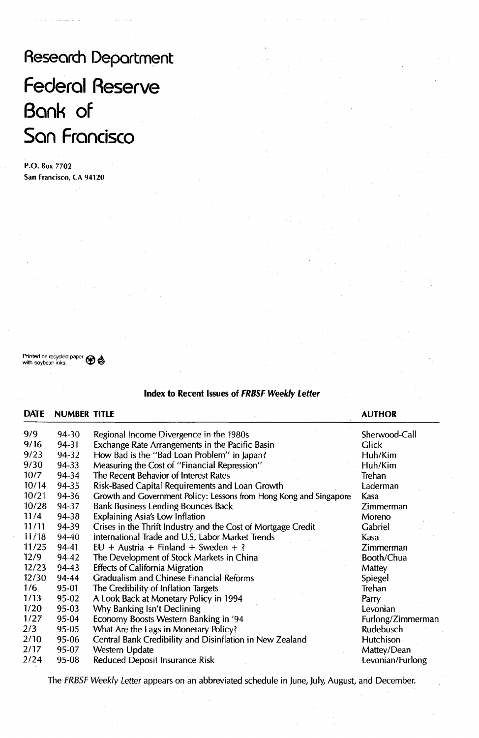# Research Department

# Federal Reserve Bank of San Francisco

**P.O. Box 7702**
**San Francisco, CA 94120**

Printed on recycled paper with soybean inks.

**Index to Recent Issues of *FRBSF Weekly Letter***

| DATE | NUMBER | TITLE | AUTHOR |
|---|---|---|---|
| 9/9 | 94-30 | Regional Income Divergence in the 1980s | Sherwood-Call |
| 9/16 | 94-31 | Exchange Rate Arrangements in the Pacific Basin | Glick |
| 9/23 | 94-32 | How Bad is the "Bad Loan Problem" in Japan? | Huh/Kim |
| 9/30 | 94-33 | Measuring the Cost of "Financial Repression" | Huh/Kim |
| 10/7 | 94-34 | The Recent Behavior of Interest Rates | Trehan |
| 10/14 | 94-35 | Risk-Based Capital Requirements and Loan Growth | Laderman |
| 10/21 | 94-36 | Growth and Government Policy: Lessons from Hong Kong and Singapore | Kasa |
| 10/28 | 94-37 | Bank Business Lending Bounces Back | Zimmerman |
| 11/4 | 94-38 | Explaining Asia's Low Inflation | Moreno |
| 11/11 | 94-39 | Crises in the Thrift Industry and the Cost of Mortgage Credit | Gabriel |
| 11/18 | 94-40 | International Trade and U.S. Labor Market Trends | Kasa |
| 11/25 | 94-41 | EU + Austria + Finland + Sweden + ? | Zimmerman |
| 12/9 | 94-42 | The Development of Stock Markets in China | Booth/Chua |
| 12/23 | 94-43 | Effects of California Migration | Mattey |
| 12/30 | 94-44 | Gradualism and Chinese Financial Reforms | Spiegel |
| 1/6 | 95-01 | The Credibility of Inflation Targets | Trehan |
| 1/13 | 95-02 | A Look Back at Monetary Policy in 1994 | Parry |
| 1/20 | 95-03 | Why Banking Isn't Declining | Levonian |
| 1/27 | 95-04 | Economy Boosts Western Banking in '94 | Furlong/Zimmerman |
| 2/3 | 95-05 | What Are the Lags in Monetary Policy? | Rudebusch |
| 2/10 | 95-06 | Central Bank Credibility and Disinflation in New Zealand | Hutchison |
| 2/17 | 95-07 | Western Update | Mattey/Dean |
| 2/24 | 95-08 | Reduced Deposit Insurance Risk | Levonian/Furlong |

The *FRBSF Weekly Letter* appears on an abbreviated schedule in June, July, August, and December.